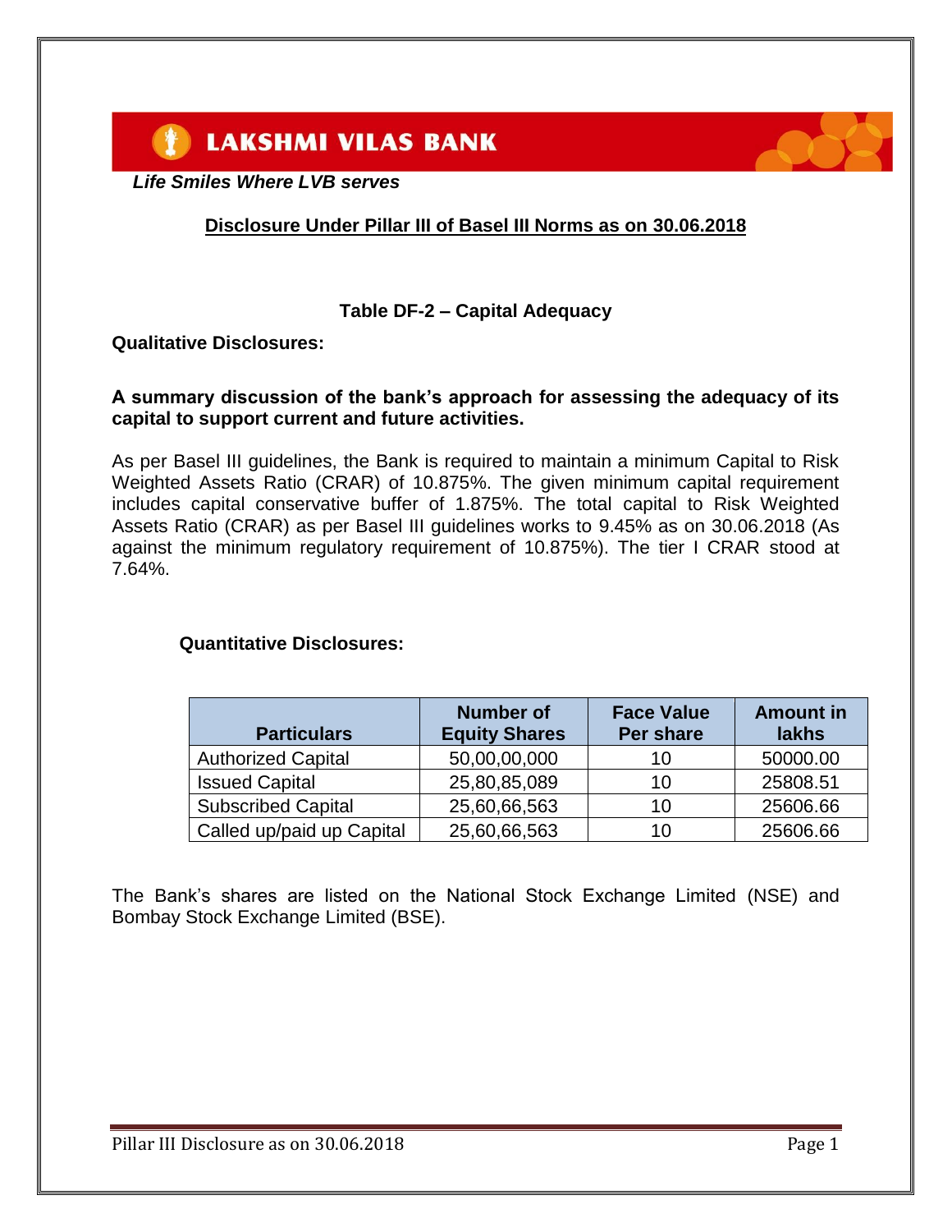# LAKSHMI VILAS BANK

*Life Smiles Where LVB serves*

## Disclosure Under Pillar III of Basel III Norms as on 30.06.2018

### Table DF-2 – Capital Adequacy

**Qualitative Disclosures:**

**A summary discussion of the bank's approach for assessing the adequacy of its capital to support current and future activities.**

As per Basel III guidelines, the Bank is required to maintain a minimum Capital to Risk Weighted Assets Ratio (CRAR) of 10.875%. The given minimum capital requirement includes capital conservative buffer of 1.875%. The total capital to Risk Weighted Assets Ratio (CRAR) as per Basel III guidelines works to 9.45% as on 30.06.2018 (As against the minimum regulatory requirement of 10.875%). The tier I CRAR stood at 7.64%.

**Quantitative Disclosures:**

| Particulars | Number of Equity Shares | Face Value Per share | Amount in lakhs |
|---|---|---|---|
| Authorized Capital | 50,00,00,000 | 10 | 50000.00 |
| Issued Capital | 25,80,85,089 | 10 | 25808.51 |
| Subscribed Capital | 25,60,66,563 | 10 | 25606.66 |
| Called up/paid up Capital | 25,60,66,563 | 10 | 25606.66 |

The Bank's shares are listed on the National Stock Exchange Limited (NSE) and Bombay Stock Exchange Limited (BSE).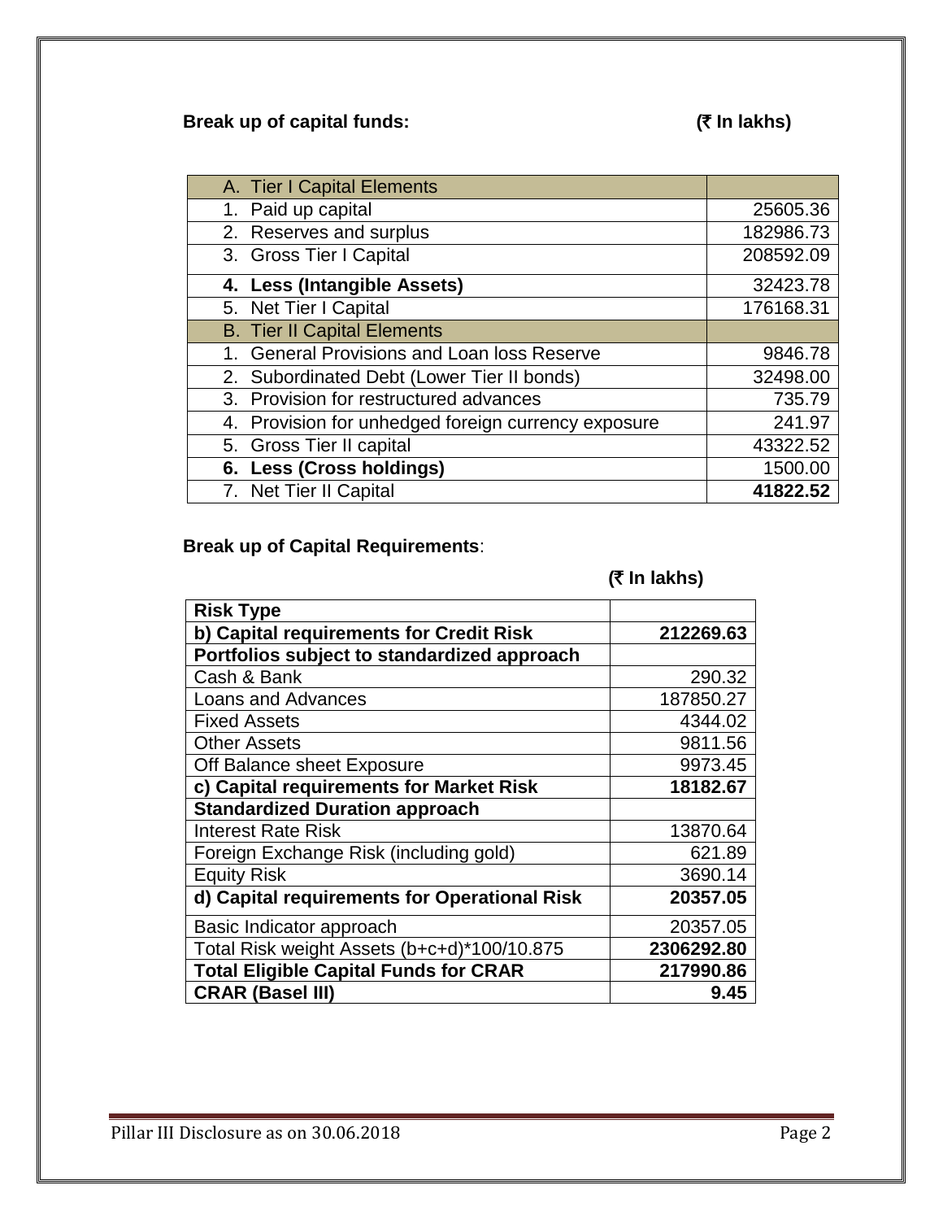**Break up of capital funds:** **(₹ In lakhs)**

| A. Tier I Capital Elements | |
|---|---|
| 1. Paid up capital | 25605.36 |
| 2. Reserves and surplus | 182986.73 |
| 3. Gross Tier I Capital | 208592.09 |
| **4. Less (Intangible Assets)** | 32423.78 |
| 5. Net Tier I Capital | 176168.31 |
| B. Tier II Capital Elements | |
| 1. General Provisions and Loan loss Reserve | 9846.78 |
| 2. Subordinated Debt (Lower Tier II bonds) | 32498.00 |
| 3. Provision for restructured advances | 735.79 |
| 4. Provision for unhedged foreign currency exposure | 241.97 |
| 5. Gross Tier II capital | 43322.52 |
| **6. Less (Cross holdings)** | 1500.00 |
| 7. Net Tier II Capital | **41822.52** |

**Break up of Capital Requirements**:

**(₹ In lakhs)**

| **Risk Type** | |
|---|---|
| **b) Capital requirements for Credit Risk** | **212269.63** |
| **Portfolios subject to standardized approach** | |
| Cash & Bank | 290.32 |
| Loans and Advances | 187850.27 |
| Fixed Assets | 4344.02 |
| Other Assets | 9811.56 |
| Off Balance sheet Exposure | 9973.45 |
| **c) Capital requirements for Market Risk** | **18182.67** |
| **Standardized Duration approach** | |
| Interest Rate Risk | 13870.64 |
| Foreign Exchange Risk (including gold) | 621.89 |
| Equity Risk | 3690.14 |
| **d) Capital requirements for Operational Risk** | **20357.05** |
| Basic Indicator approach | 20357.05 |
| Total Risk weight Assets (b+c+d)*100/10.875 | **2306292.80** |
| **Total Eligible Capital Funds for CRAR** | **217990.86** |
| **CRAR (Basel III)** | **9.45** |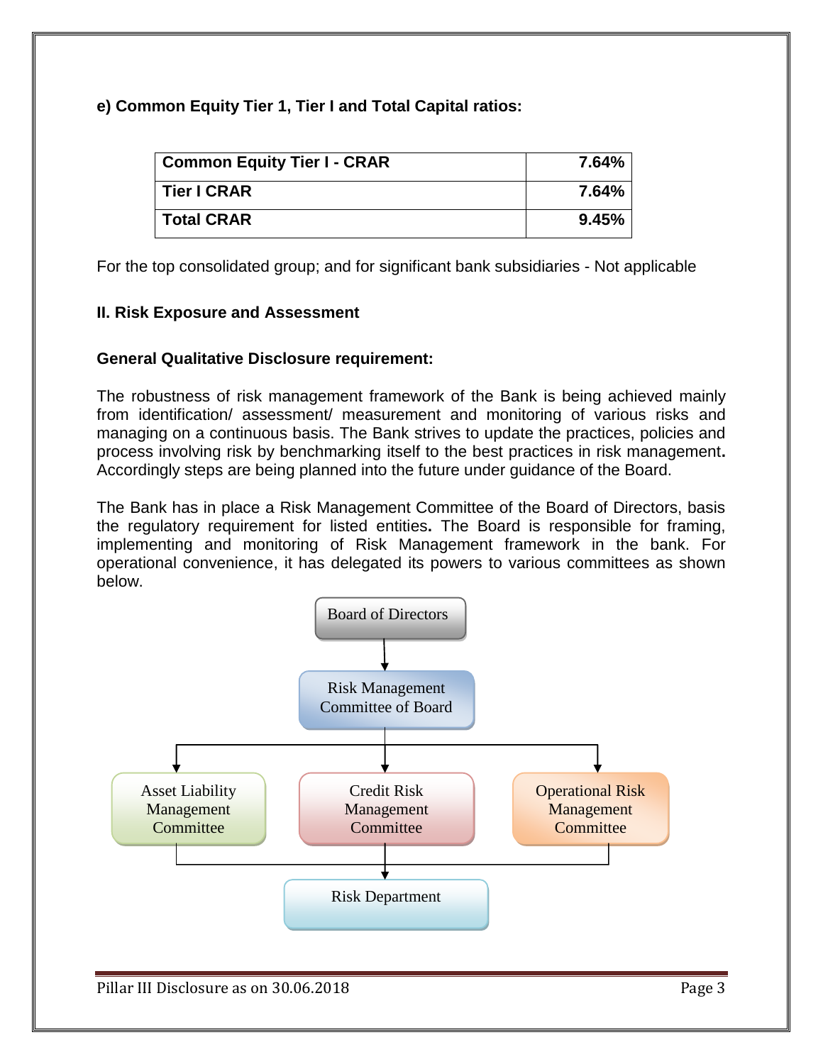**e) Common Equity Tier 1, Tier I and Total Capital ratios:**

| | |
|---|---|
| **Common Equity Tier I - CRAR** | **7.64%** |
| **Tier I CRAR** | **7.64%** |
| **Total CRAR** | **9.45%** |

For the top consolidated group; and for significant bank subsidiaries - Not applicable

**II. Risk Exposure and Assessment**

**General Qualitative Disclosure requirement:**

The robustness of risk management framework of the Bank is being achieved mainly from identification/ assessment/ measurement and monitoring of various risks and managing on a continuous basis. The Bank strives to update the practices, policies and process involving risk by benchmarking itself to the best practices in risk management**.** Accordingly steps are being planned into the future under guidance of the Board.

The Bank has in place a Risk Management Committee of the Board of Directors, basis the regulatory requirement for listed entities**.** The Board is responsible for framing, implementing and monitoring of Risk Management framework in the bank. For operational convenience, it has delegated its powers to various committees as shown below.

Board of Directors

Risk Management Committee of Board

Asset Liability Management Committee

Credit Risk Management Committee

Operational Risk Management Committee

Risk Department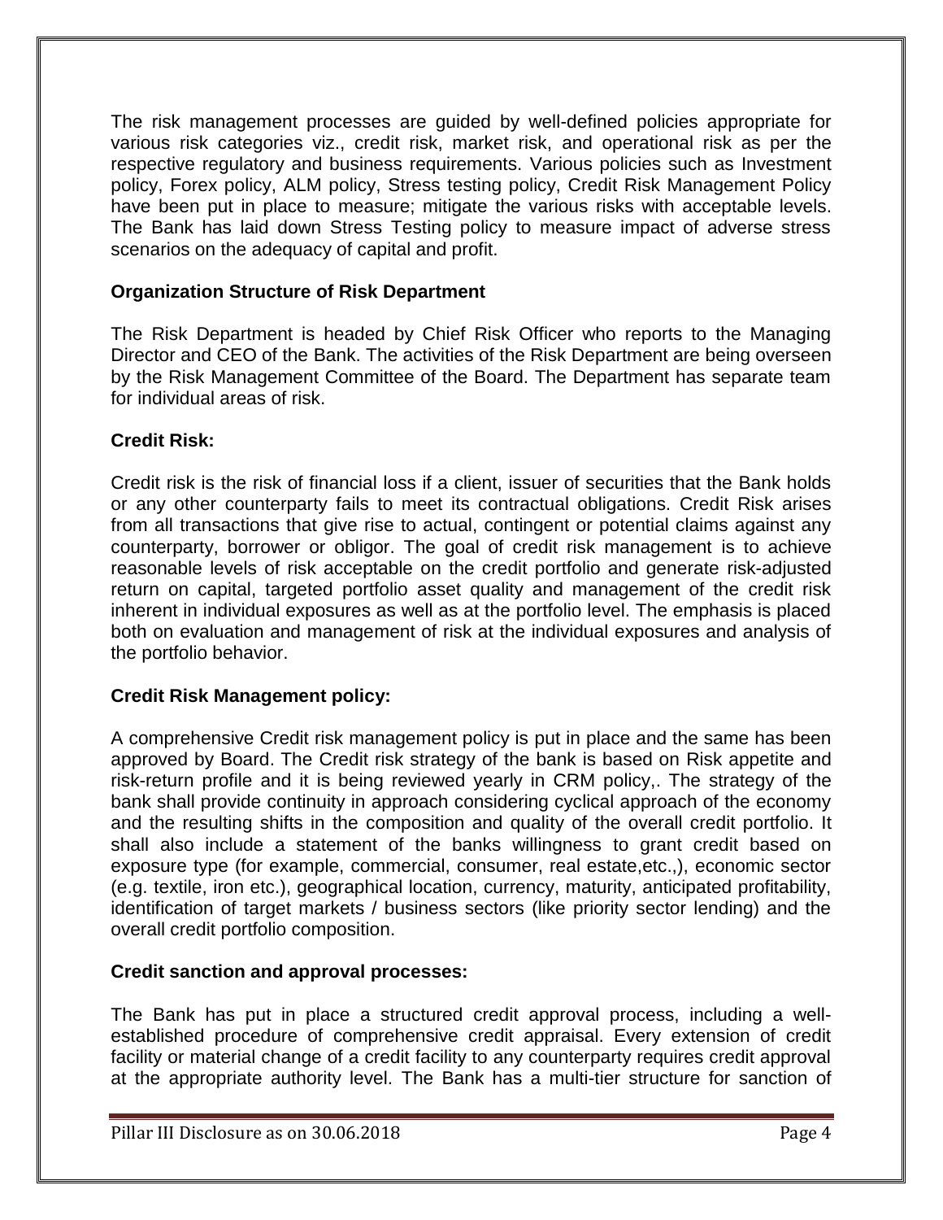The risk management processes are guided by well-defined policies appropriate for various risk categories viz., credit risk, market risk, and operational risk as per the respective regulatory and business requirements. Various policies such as Investment policy, Forex policy, ALM policy, Stress testing policy, Credit Risk Management Policy have been put in place to measure; mitigate the various risks with acceptable levels. The Bank has laid down Stress Testing policy to measure impact of adverse stress scenarios on the adequacy of capital and profit.

**Organization Structure of Risk Department**

The Risk Department is headed by Chief Risk Officer who reports to the Managing Director and CEO of the Bank. The activities of the Risk Department are being overseen by the Risk Management Committee of the Board. The Department has separate team for individual areas of risk.

**Credit Risk:**

Credit risk is the risk of financial loss if a client, issuer of securities that the Bank holds or any other counterparty fails to meet its contractual obligations. Credit Risk arises from all transactions that give rise to actual, contingent or potential claims against any counterparty, borrower or obligor. The goal of credit risk management is to achieve reasonable levels of risk acceptable on the credit portfolio and generate risk-adjusted return on capital, targeted portfolio asset quality and management of the credit risk inherent in individual exposures as well as at the portfolio level. The emphasis is placed both on evaluation and management of risk at the individual exposures and analysis of the portfolio behavior.

**Credit Risk Management policy:**

A comprehensive Credit risk management policy is put in place and the same has been approved by Board. The Credit risk strategy of the bank is based on Risk appetite and risk-return profile and it is being reviewed yearly in CRM policy,. The strategy of the bank shall provide continuity in approach considering cyclical approach of the economy and the resulting shifts in the composition and quality of the overall credit portfolio. It shall also include a statement of the banks willingness to grant credit based on exposure type (for example, commercial, consumer, real estate,etc.,), economic sector (e.g. textile, iron etc.), geographical location, currency, maturity, anticipated profitability, identification of target markets / business sectors (like priority sector lending) and the overall credit portfolio composition.

**Credit sanction and approval processes:**

The Bank has put in place a structured credit approval process, including a well-established procedure of comprehensive credit appraisal. Every extension of credit facility or material change of a credit facility to any counterparty requires credit approval at the appropriate authority level. The Bank has a multi-tier structure for sanction of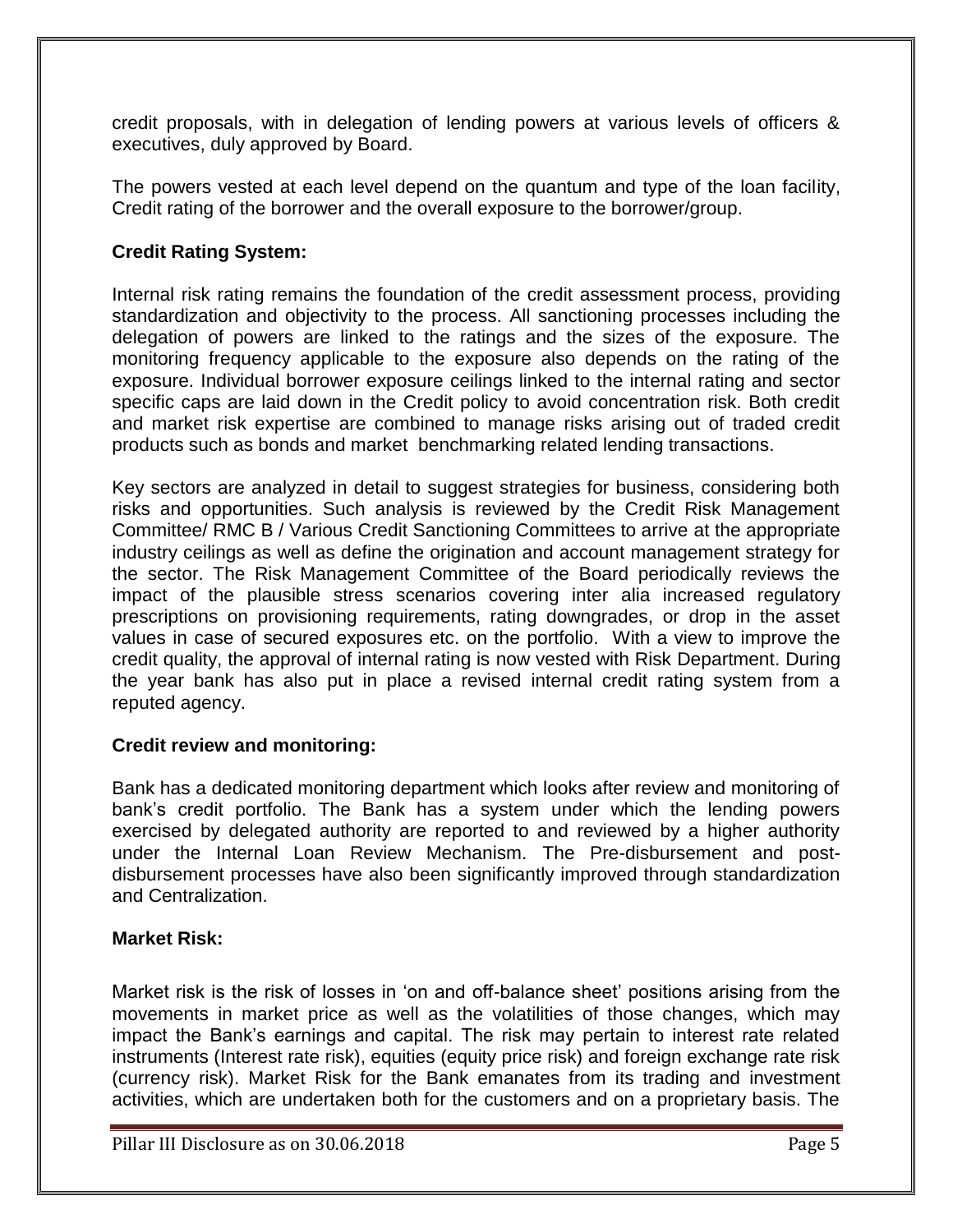credit proposals, with in delegation of lending powers at various levels of officers & executives, duly approved by Board.

The powers vested at each level depend on the quantum and type of the loan facility, Credit rating of the borrower and the overall exposure to the borrower/group.

**Credit Rating System:**

Internal risk rating remains the foundation of the credit assessment process, providing standardization and objectivity to the process. All sanctioning processes including the delegation of powers are linked to the ratings and the sizes of the exposure. The monitoring frequency applicable to the exposure also depends on the rating of the exposure. Individual borrower exposure ceilings linked to the internal rating and sector specific caps are laid down in the Credit policy to avoid concentration risk. Both credit and market risk expertise are combined to manage risks arising out of traded credit products such as bonds and market benchmarking related lending transactions.

Key sectors are analyzed in detail to suggest strategies for business, considering both risks and opportunities. Such analysis is reviewed by the Credit Risk Management Committee/ RMC B / Various Credit Sanctioning Committees to arrive at the appropriate industry ceilings as well as define the origination and account management strategy for the sector. The Risk Management Committee of the Board periodically reviews the impact of the plausible stress scenarios covering inter alia increased regulatory prescriptions on provisioning requirements, rating downgrades, or drop in the asset values in case of secured exposures etc. on the portfolio. With a view to improve the credit quality, the approval of internal rating is now vested with Risk Department. During the year bank has also put in place a revised internal credit rating system from a reputed agency.

**Credit review and monitoring:**

Bank has a dedicated monitoring department which looks after review and monitoring of bank's credit portfolio. The Bank has a system under which the lending powers exercised by delegated authority are reported to and reviewed by a higher authority under the Internal Loan Review Mechanism. The Pre-disbursement and post-disbursement processes have also been significantly improved through standardization and Centralization.

**Market Risk:**

Market risk is the risk of losses in 'on and off-balance sheet' positions arising from the movements in market price as well as the volatilities of those changes, which may impact the Bank's earnings and capital. The risk may pertain to interest rate related instruments (Interest rate risk), equities (equity price risk) and foreign exchange rate risk (currency risk). Market Risk for the Bank emanates from its trading and investment activities, which are undertaken both for the customers and on a proprietary basis. The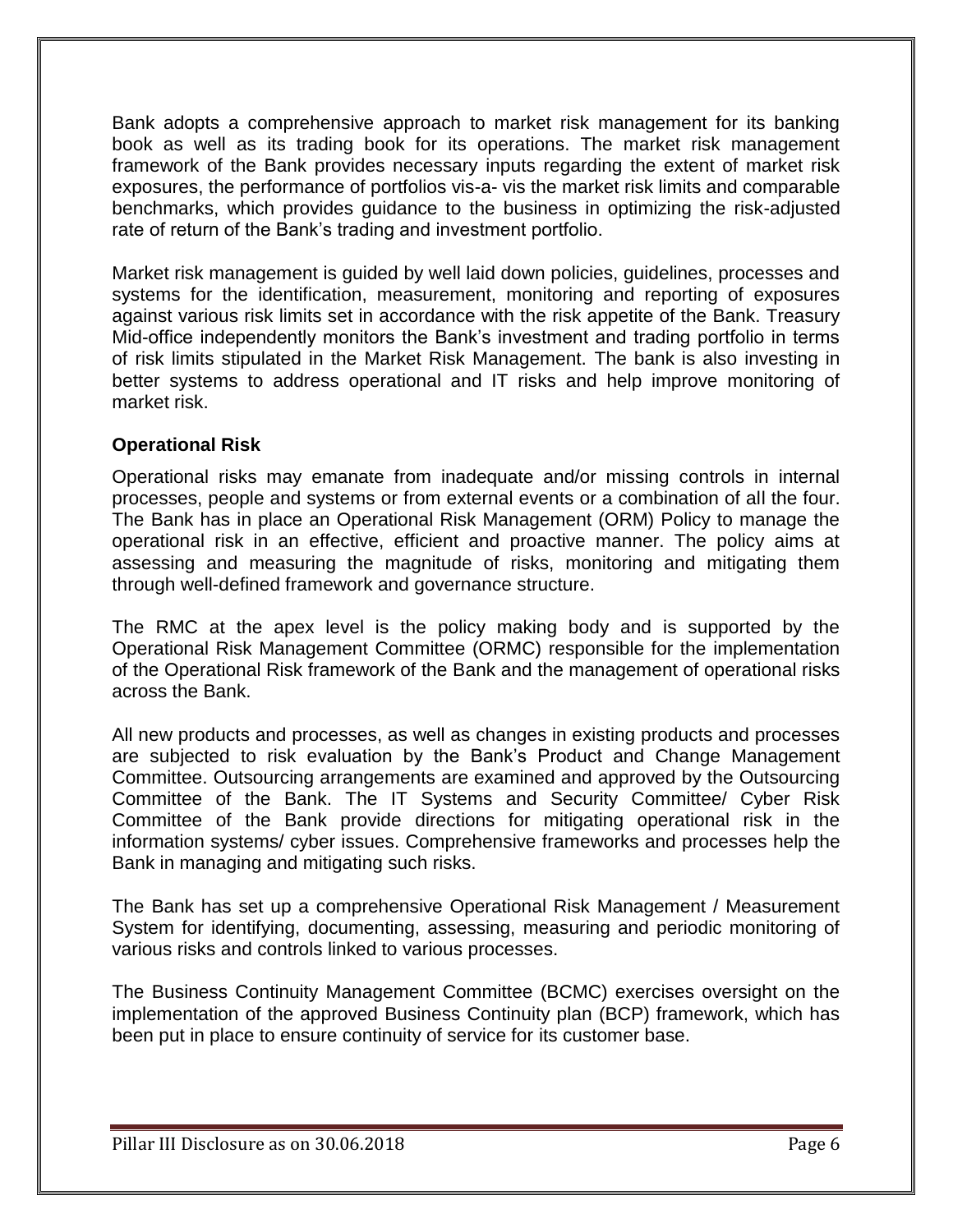Bank adopts a comprehensive approach to market risk management for its banking book as well as its trading book for its operations. The market risk management framework of the Bank provides necessary inputs regarding the extent of market risk exposures, the performance of portfolios vis-a- vis the market risk limits and comparable benchmarks, which provides guidance to the business in optimizing the risk-adjusted rate of return of the Bank's trading and investment portfolio.

Market risk management is guided by well laid down policies, guidelines, processes and systems for the identification, measurement, monitoring and reporting of exposures against various risk limits set in accordance with the risk appetite of the Bank. Treasury Mid-office independently monitors the Bank's investment and trading portfolio in terms of risk limits stipulated in the Market Risk Management. The bank is also investing in better systems to address operational and IT risks and help improve monitoring of market risk.

**Operational Risk**

Operational risks may emanate from inadequate and/or missing controls in internal processes, people and systems or from external events or a combination of all the four. The Bank has in place an Operational Risk Management (ORM) Policy to manage the operational risk in an effective, efficient and proactive manner. The policy aims at assessing and measuring the magnitude of risks, monitoring and mitigating them through well-defined framework and governance structure.

The RMC at the apex level is the policy making body and is supported by the Operational Risk Management Committee (ORMC) responsible for the implementation of the Operational Risk framework of the Bank and the management of operational risks across the Bank.

All new products and processes, as well as changes in existing products and processes are subjected to risk evaluation by the Bank's Product and Change Management Committee. Outsourcing arrangements are examined and approved by the Outsourcing Committee of the Bank. The IT Systems and Security Committee/ Cyber Risk Committee of the Bank provide directions for mitigating operational risk in the information systems/ cyber issues. Comprehensive frameworks and processes help the Bank in managing and mitigating such risks.

The Bank has set up a comprehensive Operational Risk Management / Measurement System for identifying, documenting, assessing, measuring and periodic monitoring of various risks and controls linked to various processes.

The Business Continuity Management Committee (BCMC) exercises oversight on the implementation of the approved Business Continuity plan (BCP) framework, which has been put in place to ensure continuity of service for its customer base.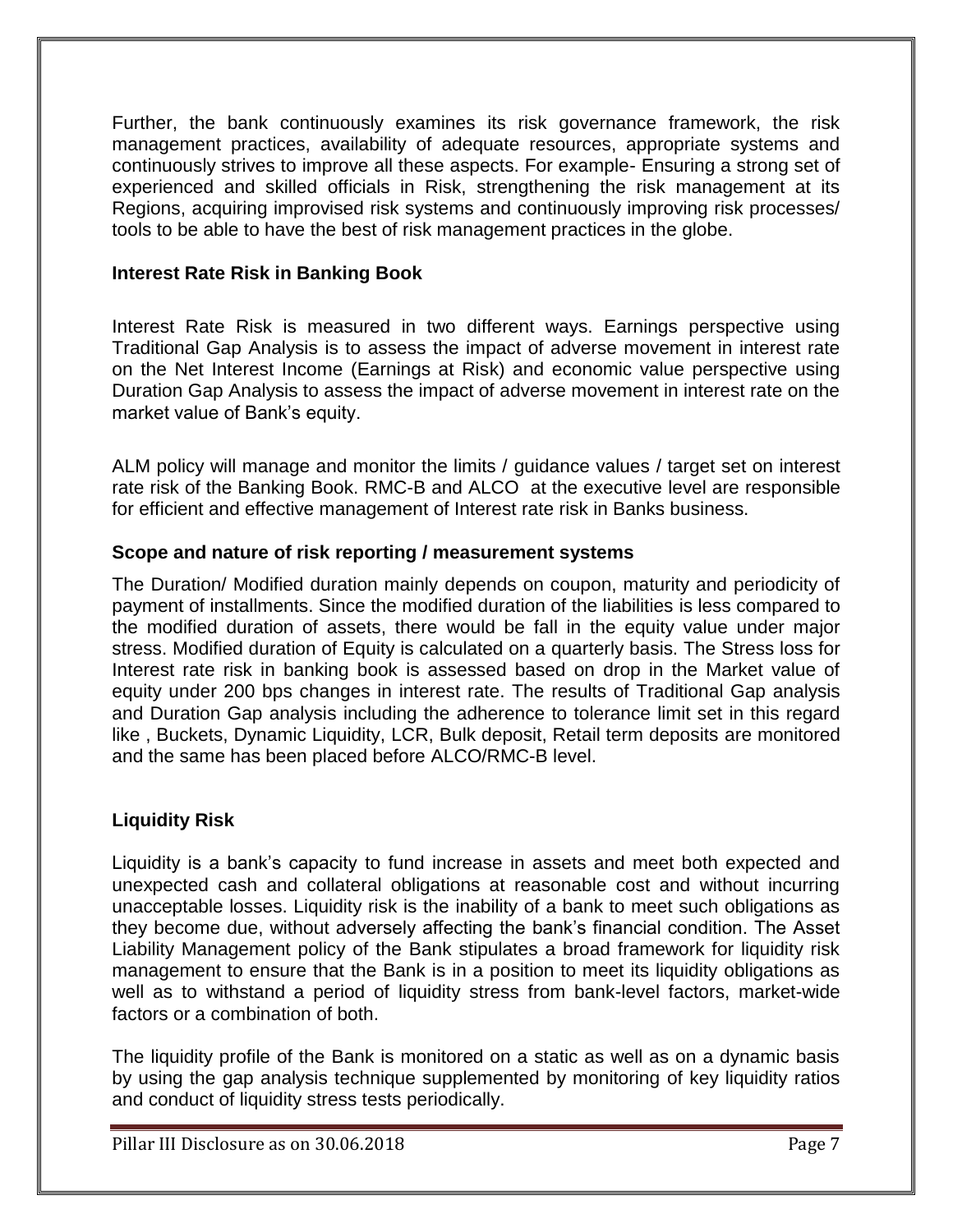Further, the bank continuously examines its risk governance framework, the risk management practices, availability of adequate resources, appropriate systems and continuously strives to improve all these aspects. For example- Ensuring a strong set of experienced and skilled officials in Risk, strengthening the risk management at its Regions, acquiring improvised risk systems and continuously improving risk processes/ tools to be able to have the best of risk management practices in the globe.

## Interest Rate Risk in Banking Book

Interest Rate Risk is measured in two different ways. Earnings perspective using Traditional Gap Analysis is to assess the impact of adverse movement in interest rate on the Net Interest Income (Earnings at Risk) and economic value perspective using Duration Gap Analysis to assess the impact of adverse movement in interest rate on the market value of Bank's equity.

ALM policy will manage and monitor the limits / guidance values / target set on interest rate risk of the Banking Book. RMC-B and ALCO at the executive level are responsible for efficient and effective management of Interest rate risk in Banks business.

## Scope and nature of risk reporting / measurement systems

The Duration/ Modified duration mainly depends on coupon, maturity and periodicity of payment of installments. Since the modified duration of the liabilities is less compared to the modified duration of assets, there would be fall in the equity value under major stress. Modified duration of Equity is calculated on a quarterly basis. The Stress loss for Interest rate risk in banking book is assessed based on drop in the Market value of equity under 200 bps changes in interest rate. The results of Traditional Gap analysis and Duration Gap analysis including the adherence to tolerance limit set in this regard like , Buckets, Dynamic Liquidity, LCR, Bulk deposit, Retail term deposits are monitored and the same has been placed before ALCO/RMC-B level.

## Liquidity Risk

Liquidity is a bank's capacity to fund increase in assets and meet both expected and unexpected cash and collateral obligations at reasonable cost and without incurring unacceptable losses. Liquidity risk is the inability of a bank to meet such obligations as they become due, without adversely affecting the bank's financial condition. The Asset Liability Management policy of the Bank stipulates a broad framework for liquidity risk management to ensure that the Bank is in a position to meet its liquidity obligations as well as to withstand a period of liquidity stress from bank-level factors, market-wide factors or a combination of both.

The liquidity profile of the Bank is monitored on a static as well as on a dynamic basis by using the gap analysis technique supplemented by monitoring of key liquidity ratios and conduct of liquidity stress tests periodically.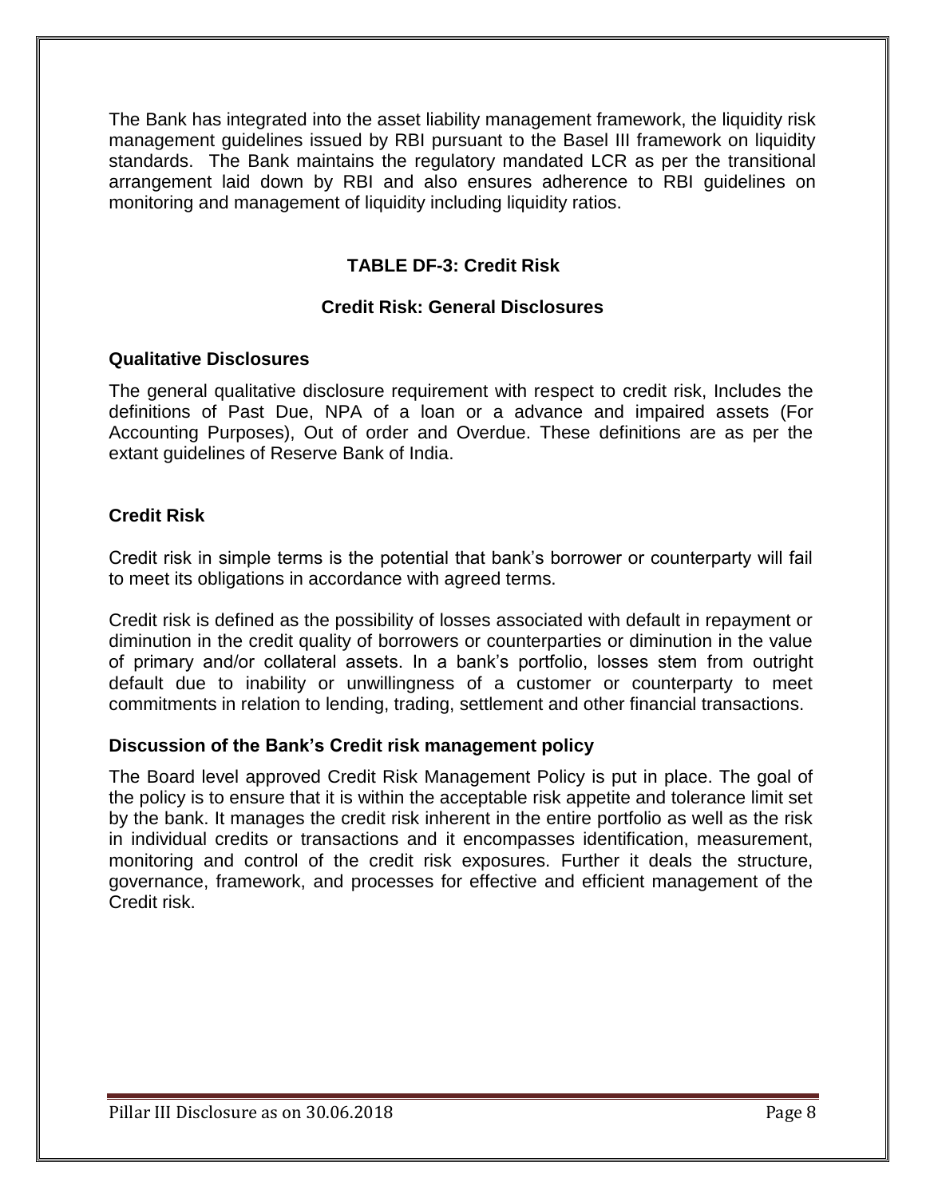The Bank has integrated into the asset liability management framework, the liquidity risk management guidelines issued by RBI pursuant to the Basel III framework on liquidity standards. The Bank maintains the regulatory mandated LCR as per the transitional arrangement laid down by RBI and also ensures adherence to RBI guidelines on monitoring and management of liquidity including liquidity ratios.

## TABLE DF-3: Credit Risk

### Credit Risk: General Disclosures

### Qualitative Disclosures

The general qualitative disclosure requirement with respect to credit risk, Includes the definitions of Past Due, NPA of a loan or a advance and impaired assets (For Accounting Purposes), Out of order and Overdue. These definitions are as per the extant guidelines of Reserve Bank of India.

### Credit Risk

Credit risk in simple terms is the potential that bank's borrower or counterparty will fail to meet its obligations in accordance with agreed terms.

Credit risk is defined as the possibility of losses associated with default in repayment or diminution in the credit quality of borrowers or counterparties or diminution in the value of primary and/or collateral assets. In a bank's portfolio, losses stem from outright default due to inability or unwillingness of a customer or counterparty to meet commitments in relation to lending, trading, settlement and other financial transactions.

### Discussion of the Bank's Credit risk management policy

The Board level approved Credit Risk Management Policy is put in place. The goal of the policy is to ensure that it is within the acceptable risk appetite and tolerance limit set by the bank. It manages the credit risk inherent in the entire portfolio as well as the risk in individual credits or transactions and it encompasses identification, measurement, monitoring and control of the credit risk exposures. Further it deals the structure, governance, framework, and processes for effective and efficient management of the Credit risk.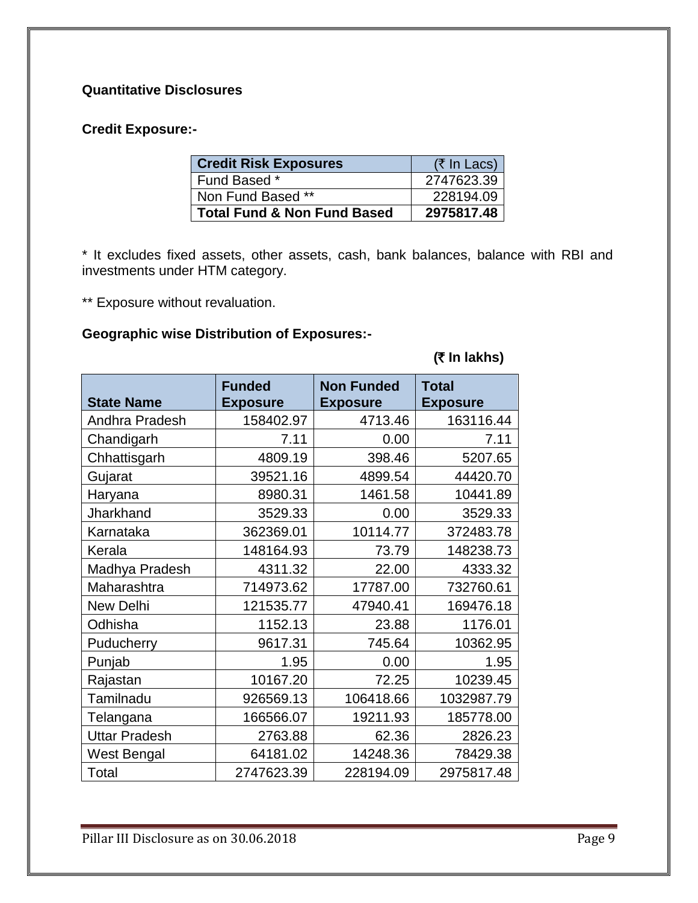**Quantitative Disclosures**

**Credit Exposure:-**

| Credit Risk Exposures | (₹ In Lacs) |
| --- | --- |
| Fund Based * | 2747623.39 |
| Non Fund Based ** | 228194.09 |
| **Total Fund & Non Fund Based** | **2975817.48** |

* It excludes fixed assets, other assets, cash, bank balances, balance with RBI and investments under HTM category.

** Exposure without revaluation.

**Geographic wise Distribution of Exposures:-**

**(₹ In lakhs)**

| State Name | Funded Exposure | Non Funded Exposure | Total Exposure |
| --- | --- | --- | --- |
| Andhra Pradesh | 158402.97 | 4713.46 | 163116.44 |
| Chandigarh | 7.11 | 0.00 | 7.11 |
| Chhattisgarh | 4809.19 | 398.46 | 5207.65 |
| Gujarat | 39521.16 | 4899.54 | 44420.70 |
| Haryana | 8980.31 | 1461.58 | 10441.89 |
| Jharkhand | 3529.33 | 0.00 | 3529.33 |
| Karnataka | 362369.01 | 10114.77 | 372483.78 |
| Kerala | 148164.93 | 73.79 | 148238.73 |
| Madhya Pradesh | 4311.32 | 22.00 | 4333.32 |
| Maharashtra | 714973.62 | 17787.00 | 732760.61 |
| New Delhi | 121535.77 | 47940.41 | 169476.18 |
| Odhisha | 1152.13 | 23.88 | 1176.01 |
| Puducherry | 9617.31 | 745.64 | 10362.95 |
| Punjab | 1.95 | 0.00 | 1.95 |
| Rajastan | 10167.20 | 72.25 | 10239.45 |
| Tamilnadu | 926569.13 | 106418.66 | 1032987.79 |
| Telangana | 166566.07 | 19211.93 | 185778.00 |
| Uttar Pradesh | 2763.88 | 62.36 | 2826.23 |
| West Bengal | 64181.02 | 14248.36 | 78429.38 |
| Total | 2747623.39 | 228194.09 | 2975817.48 |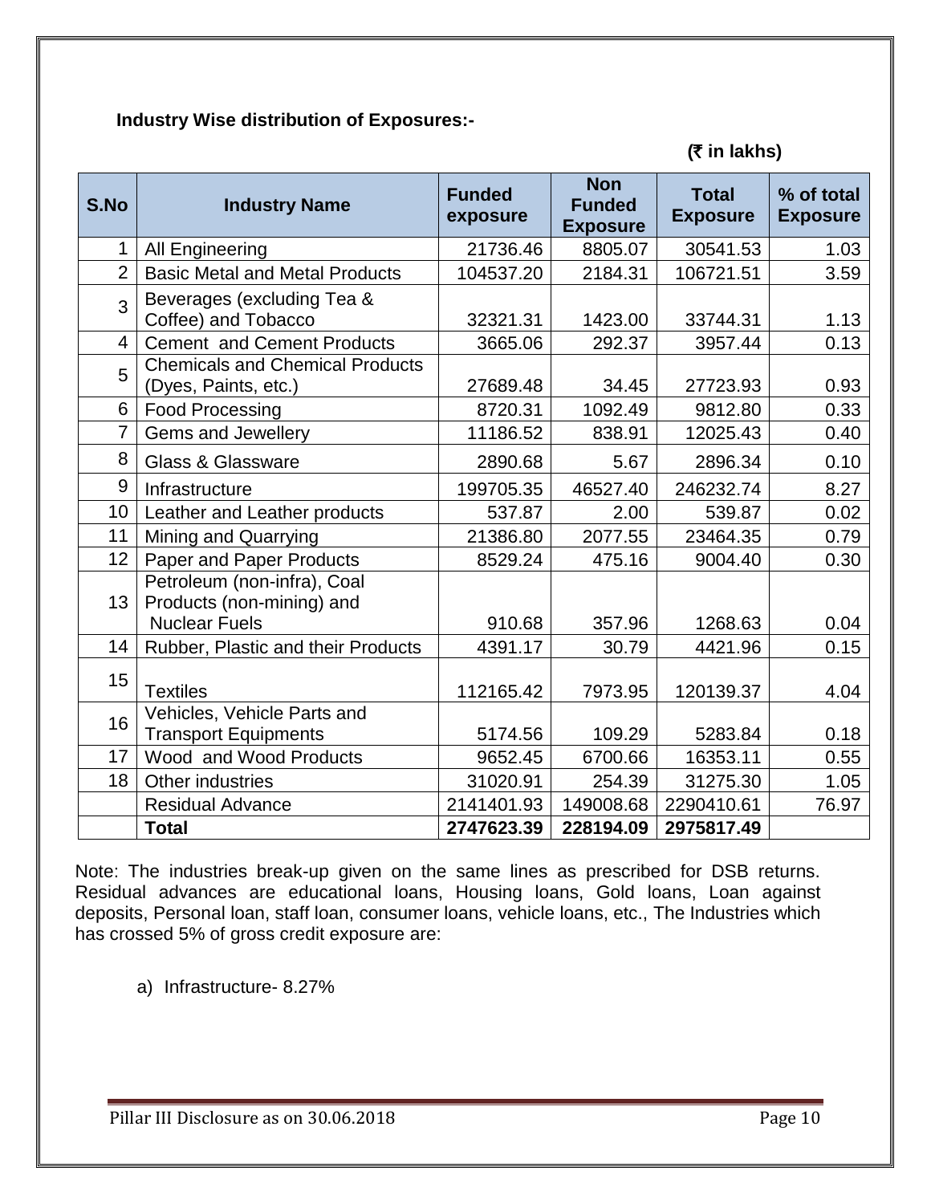**Industry Wise distribution of Exposures:-**

**(₹ in lakhs)**

| S.No | Industry Name | Funded exposure | Non Funded Exposure | Total Exposure | % of total Exposure |
|---|---|---|---|---|---|
| 1 | All Engineering | 21736.46 | 8805.07 | 30541.53 | 1.03 |
| 2 | Basic Metal and Metal Products | 104537.20 | 2184.31 | 106721.51 | 3.59 |
| 3 | Beverages (excluding Tea & Coffee) and Tobacco | 32321.31 | 1423.00 | 33744.31 | 1.13 |
| 4 | Cement and Cement Products | 3665.06 | 292.37 | 3957.44 | 0.13 |
| 5 | Chemicals and Chemical Products (Dyes, Paints, etc.) | 27689.48 | 34.45 | 27723.93 | 0.93 |
| 6 | Food Processing | 8720.31 | 1092.49 | 9812.80 | 0.33 |
| 7 | Gems and Jewellery | 11186.52 | 838.91 | 12025.43 | 0.40 |
| 8 | Glass & Glassware | 2890.68 | 5.67 | 2896.34 | 0.10 |
| 9 | Infrastructure | 199705.35 | 46527.40 | 246232.74 | 8.27 |
| 10 | Leather and Leather products | 537.87 | 2.00 | 539.87 | 0.02 |
| 11 | Mining and Quarrying | 21386.80 | 2077.55 | 23464.35 | 0.79 |
| 12 | Paper and Paper Products | 8529.24 | 475.16 | 9004.40 | 0.30 |
| 13 | Petroleum (non-infra), Coal Products (non-mining) and Nuclear Fuels | 910.68 | 357.96 | 1268.63 | 0.04 |
| 14 | Rubber, Plastic and their Products | 4391.17 | 30.79 | 4421.96 | 0.15 |
| 15 | Textiles | 112165.42 | 7973.95 | 120139.37 | 4.04 |
| 16 | Vehicles, Vehicle Parts and Transport Equipments | 5174.56 | 109.29 | 5283.84 | 0.18 |
| 17 | Wood and Wood Products | 9652.45 | 6700.66 | 16353.11 | 0.55 |
| 18 | Other industries | 31020.91 | 254.39 | 31275.30 | 1.05 |
| | Residual Advance | 2141401.93 | 149008.68 | 2290410.61 | 76.97 |
| | **Total** | **2747623.39** | **228194.09** | **2975817.49** | |

Note: The industries break-up given on the same lines as prescribed for DSB returns. Residual advances are educational loans, Housing loans, Gold loans, Loan against deposits, Personal loan, staff loan, consumer loans, vehicle loans, etc., The Industries which has crossed 5% of gross credit exposure are:

a) Infrastructure- 8.27%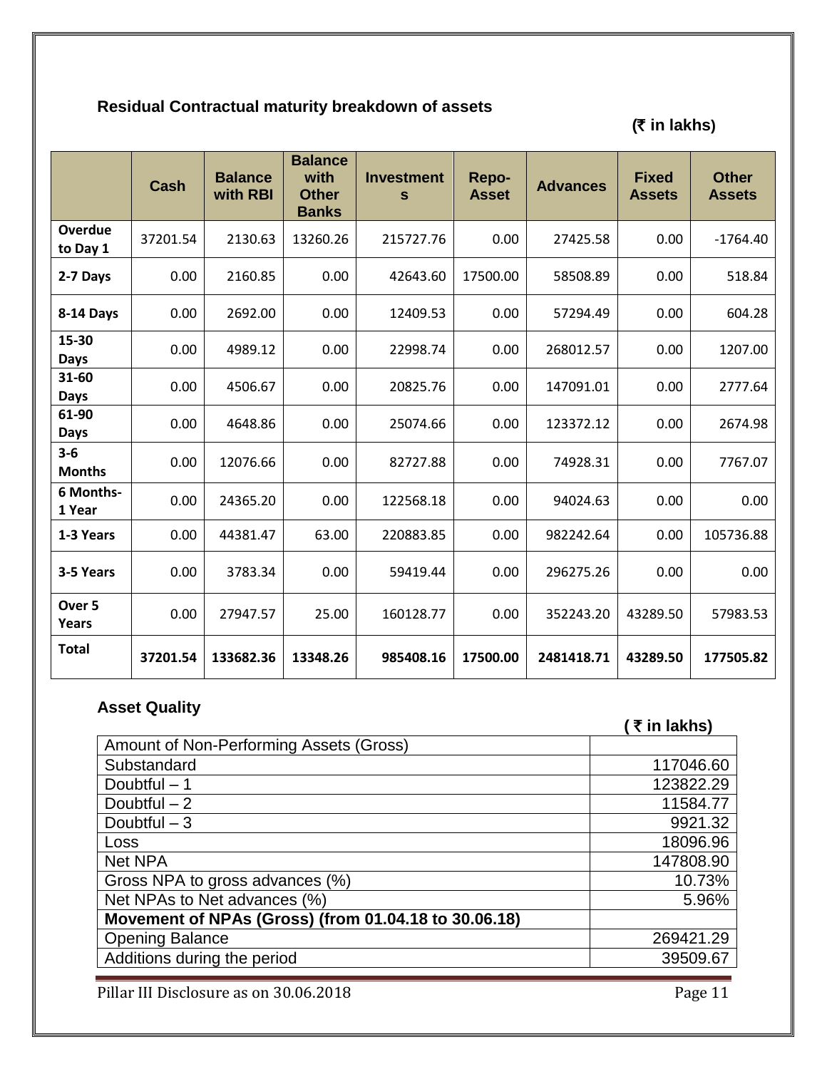## Residual Contractual maturity breakdown of assets

**(₹ in lakhs)**

| | Cash | Balance with RBI | Balance with Other Banks | Investments | Repo-Asset | Advances | Fixed Assets | Other Assets |
|---|---|---|---|---|---|---|---|---|
| Overdue to Day 1 | 37201.54 | 2130.63 | 13260.26 | 215727.76 | 0.00 | 27425.58 | 0.00 | -1764.40 |
| 2-7 Days | 0.00 | 2160.85 | 0.00 | 42643.60 | 17500.00 | 58508.89 | 0.00 | 518.84 |
| 8-14 Days | 0.00 | 2692.00 | 0.00 | 12409.53 | 0.00 | 57294.49 | 0.00 | 604.28 |
| 15-30 Days | 0.00 | 4989.12 | 0.00 | 22998.74 | 0.00 | 268012.57 | 0.00 | 1207.00 |
| 31-60 Days | 0.00 | 4506.67 | 0.00 | 20825.76 | 0.00 | 147091.01 | 0.00 | 2777.64 |
| 61-90 Days | 0.00 | 4648.86 | 0.00 | 25074.66 | 0.00 | 123372.12 | 0.00 | 2674.98 |
| 3-6 Months | 0.00 | 12076.66 | 0.00 | 82727.88 | 0.00 | 74928.31 | 0.00 | 7767.07 |
| 6 Months-1 Year | 0.00 | 24365.20 | 0.00 | 122568.18 | 0.00 | 94024.63 | 0.00 | 0.00 |
| 1-3 Years | 0.00 | 44381.47 | 63.00 | 220883.85 | 0.00 | 982242.64 | 0.00 | 105736.88 |
| 3-5 Years | 0.00 | 3783.34 | 0.00 | 59419.44 | 0.00 | 296275.26 | 0.00 | 0.00 |
| Over 5 Years | 0.00 | 27947.57 | 25.00 | 160128.77 | 0.00 | 352243.20 | 43289.50 | 57983.53 |
| **Total** | **37201.54** | **133682.36** | **13348.26** | **985408.16** | **17500.00** | **2481418.71** | **43289.50** | **177505.82** |

## Asset Quality

**( ₹ in lakhs)**

| | |
|---|---|
| Amount of Non-Performing Assets (Gross) | |
| Substandard | 117046.60 |
| Doubtful – 1 | 123822.29 |
| Doubtful – 2 | 11584.77 |
| Doubtful – 3 | 9921.32 |
| Loss | 18096.96 |
| Net NPA | 147808.90 |
| Gross NPA to gross advances (%) | 10.73% |
| Net NPAs to Net advances (%) | 5.96% |
| **Movement of NPAs (Gross) (from 01.04.18 to 30.06.18)** | |
| Opening Balance | 269421.29 |
| Additions during the period | 39509.67 |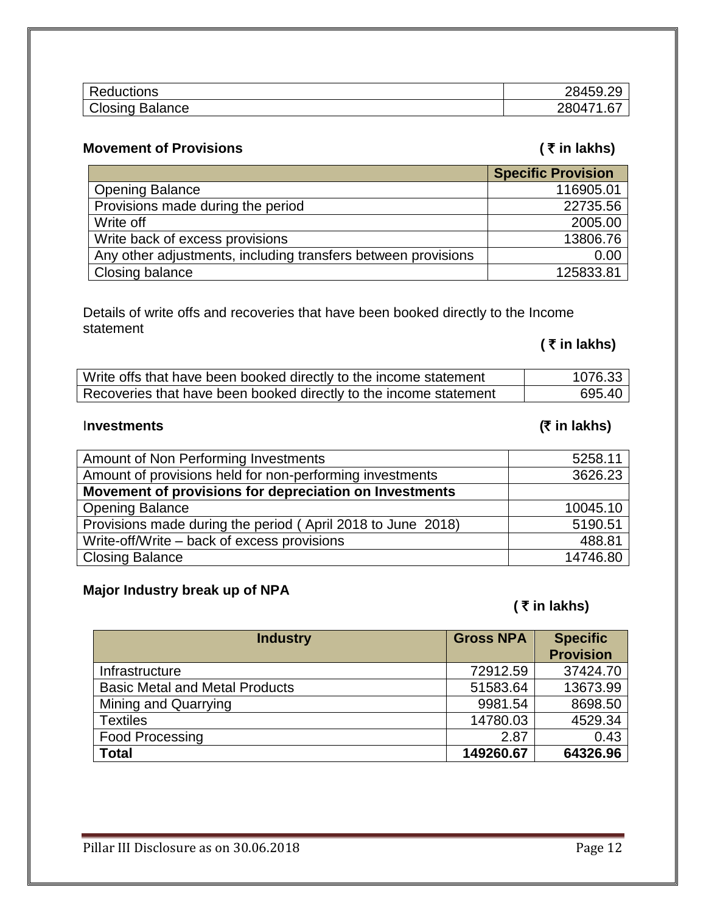| | |
|---|---|
| Reductions | 28459.29 |
| Closing Balance | 280471.67 |

**Movement of Provisions** **( ₹ in lakhs)**

| | Specific Provision |
|---|---|
| Opening Balance | 116905.01 |
| Provisions made during the period | 22735.56 |
| Write off | 2005.00 |
| Write back of excess provisions | 13806.76 |
| Any other adjustments, including transfers between provisions | 0.00 |
| Closing balance | 125833.81 |

Details of write offs and recoveries that have been booked directly to the Income statement

**( ₹ in lakhs)**

| | |
|---|---|
| Write offs that have been booked directly to the income statement | 1076.33 |
| Recoveries that have been booked directly to the income statement | 695.40 |

**Investments** **(₹ in lakhs)**

| | |
|---|---|
| Amount of Non Performing Investments | 5258.11 |
| Amount of provisions held for non-performing investments | 3626.23 |
| **Movement of provisions for depreciation on Investments** | |
| Opening Balance | 10045.10 |
| Provisions made during the period ( April 2018 to June 2018) | 5190.51 |
| Write-off/Write – back of excess provisions | 488.81 |
| Closing Balance | 14746.80 |

**Major Industry break up of NPA**

**( ₹ in lakhs)**

| Industry | Gross NPA | Specific Provision |
|---|---|---|
| Infrastructure | 72912.59 | 37424.70 |
| Basic Metal and Metal Products | 51583.64 | 13673.99 |
| Mining and Quarrying | 9981.54 | 8698.50 |
| Textiles | 14780.03 | 4529.34 |
| Food Processing | 2.87 | 0.43 |
| **Total** | **149260.67** | **64326.96** |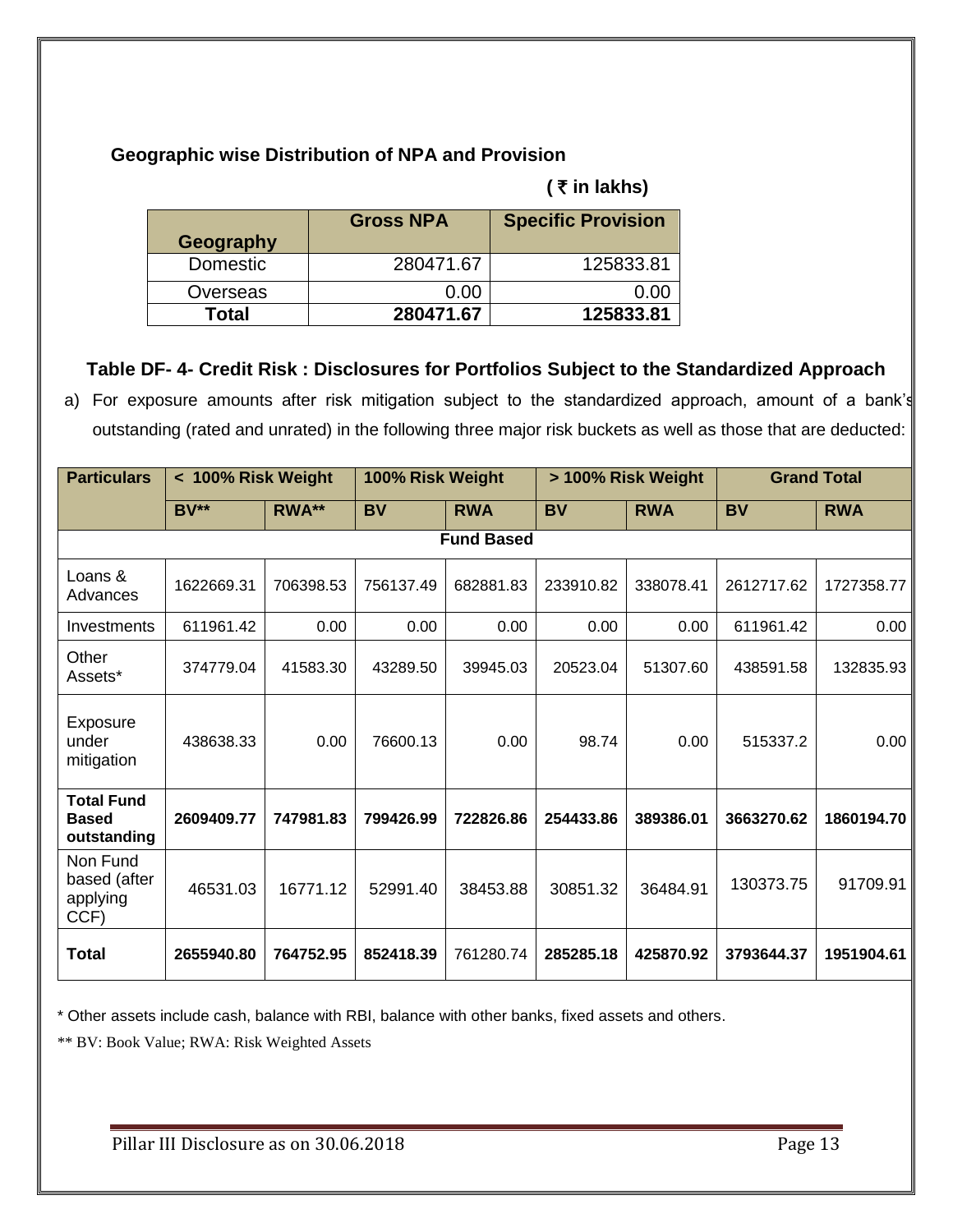### Geographic wise Distribution of NPA and Provision

**( ₹ in lakhs)**

| Geography | Gross NPA | Specific Provision |
|---|---|---|
| Domestic | 280471.67 | 125833.81 |
| Overseas | 0.00 | 0.00 |
| **Total** | **280471.67** | **125833.81** |

### Table DF- 4- Credit Risk : Disclosures for Portfolios Subject to the Standardized Approach

a) For exposure amounts after risk mitigation subject to the standardized approach, amount of a bank's outstanding (rated and unrated) in the following three major risk buckets as well as those that are deducted:

| Particulars | < 100% Risk Weight | | 100% Risk Weight | | > 100% Risk Weight | | Grand Total | |
|---|---|---|---|---|---|---|---|---|
| | BV** | RWA** | BV | RWA | BV | RWA | BV | RWA |
| **Fund Based** | | | | | | | | |
| Loans & Advances | 1622669.31 | 706398.53 | 756137.49 | 682881.83 | 233910.82 | 338078.41 | 2612717.62 | 1727358.77 |
| Investments | 611961.42 | 0.00 | 0.00 | 0.00 | 0.00 | 0.00 | 611961.42 | 0.00 |
| Other Assets* | 374779.04 | 41583.30 | 43289.50 | 39945.03 | 20523.04 | 51307.60 | 438591.58 | 132835.93 |
| Exposure under mitigation | 438638.33 | 0.00 | 76600.13 | 0.00 | 98.74 | 0.00 | 515337.2 | 0.00 |
| **Total Fund Based outstanding** | **2609409.77** | **747981.83** | **799426.99** | **722826.86** | **254433.86** | **389386.01** | **3663270.62** | **1860194.70** |
| Non Fund based (after applying CCF) | 46531.03 | 16771.12 | 52991.40 | 38453.88 | 30851.32 | 36484.91 | 130373.75 | 91709.91 |
| **Total** | **2655940.80** | **764752.95** | **852418.39** | 761280.74 | **285285.18** | **425870.92** | **3793644.37** | **1951904.61** |

\* Other assets include cash, balance with RBI, balance with other banks, fixed assets and others.

** BV: Book Value; RWA: Risk Weighted Assets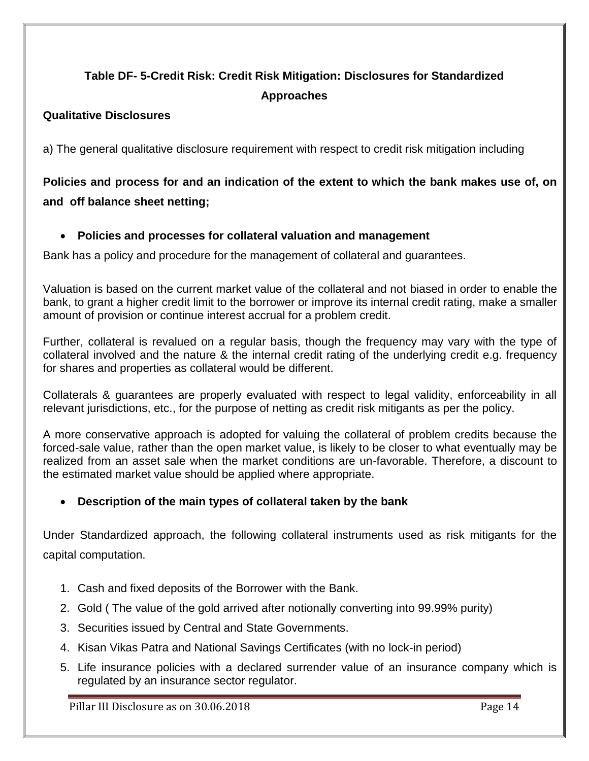## Table DF- 5-Credit Risk: Credit Risk Mitigation: Disclosures for Standardized Approaches

### Qualitative Disclosures

a) The general qualitative disclosure requirement with respect to credit risk mitigation including

**Policies and process for and an indication of the extent to which the bank makes use of, on and off balance sheet netting;**

- **Policies and processes for collateral valuation and management**

Bank has a policy and procedure for the management of collateral and guarantees.

Valuation is based on the current market value of the collateral and not biased in order to enable the bank, to grant a higher credit limit to the borrower or improve its internal credit rating, make a smaller amount of provision or continue interest accrual for a problem credit.

Further, collateral is revalued on a regular basis, though the frequency may vary with the type of collateral involved and the nature & the internal credit rating of the underlying credit e.g. frequency for shares and properties as collateral would be different.

Collaterals & guarantees are properly evaluated with respect to legal validity, enforceability in all relevant jurisdictions, etc., for the purpose of netting as credit risk mitigants as per the policy.

A more conservative approach is adopted for valuing the collateral of problem credits because the forced-sale value, rather than the open market value, is likely to be closer to what eventually may be realized from an asset sale when the market conditions are un-favorable. Therefore, a discount to the estimated market value should be applied where appropriate.

- **Description of the main types of collateral taken by the bank**

Under Standardized approach, the following collateral instruments used as risk mitigants for the capital computation.

1. Cash and fixed deposits of the Borrower with the Bank.
2. Gold ( The value of the gold arrived after notionally converting into 99.99% purity)
3. Securities issued by Central and State Governments.
4. Kisan Vikas Patra and National Savings Certificates (with no lock-in period)
5. Life insurance policies with a declared surrender value of an insurance company which is regulated by an insurance sector regulator.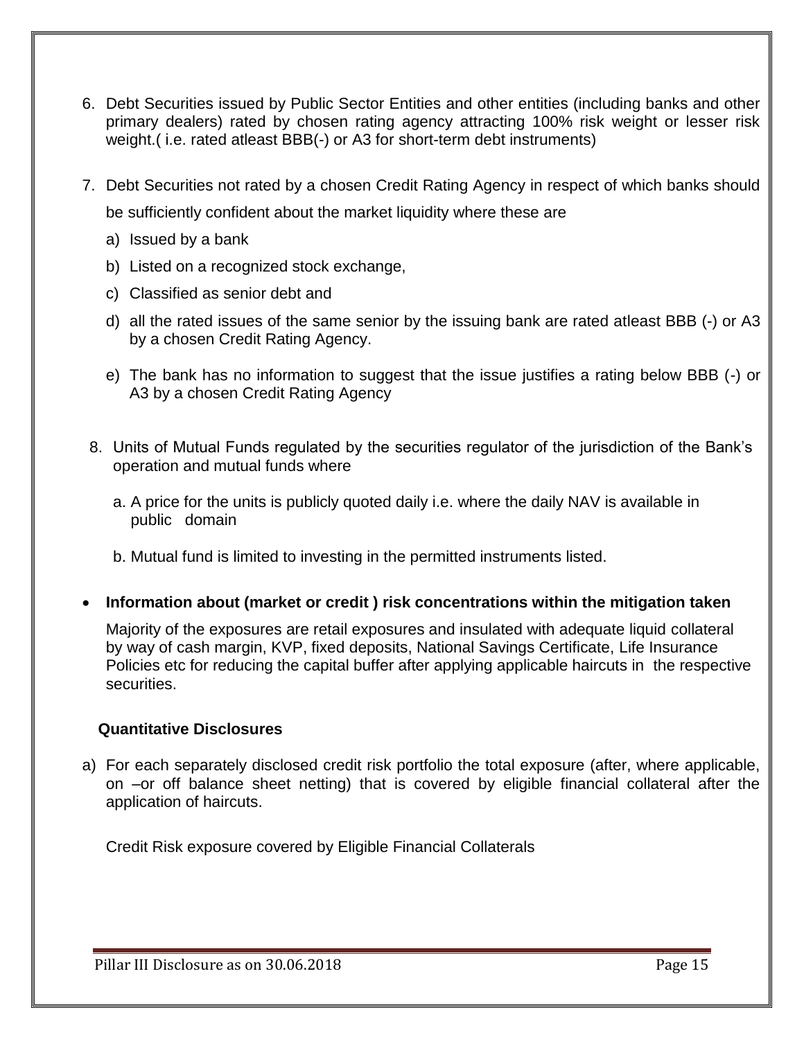6. Debt Securities issued by Public Sector Entities and other entities (including banks and other primary dealers) rated by chosen rating agency attracting 100% risk weight or lesser risk weight.( i.e. rated atleast BBB(-) or A3 for short-term debt instruments)

7. Debt Securities not rated by a chosen Credit Rating Agency in respect of which banks should be sufficiently confident about the market liquidity where these are

   a) Issued by a bank
   b) Listed on a recognized stock exchange,
   c) Classified as senior debt and
   d) all the rated issues of the same senior by the issuing bank are rated atleast BBB (-) or A3 by a chosen Credit Rating Agency.
   e) The bank has no information to suggest that the issue justifies a rating below BBB (-) or A3 by a chosen Credit Rating Agency

8. Units of Mutual Funds regulated by the securities regulator of the jurisdiction of the Bank's operation and mutual funds where

   a. A price for the units is publicly quoted daily i.e. where the daily NAV is available in public domain

   b. Mutual fund is limited to investing in the permitted instruments listed.

- **Information about (market or credit ) risk concentrations within the mitigation taken**

  Majority of the exposures are retail exposures and insulated with adequate liquid collateral by way of cash margin, KVP, fixed deposits, National Savings Certificate, Life Insurance Policies etc for reducing the capital buffer after applying applicable haircuts in the respective securities.

**Quantitative Disclosures**

a) For each separately disclosed credit risk portfolio the total exposure (after, where applicable, on –or off balance sheet netting) that is covered by eligible financial collateral after the application of haircuts.

   Credit Risk exposure covered by Eligible Financial Collaterals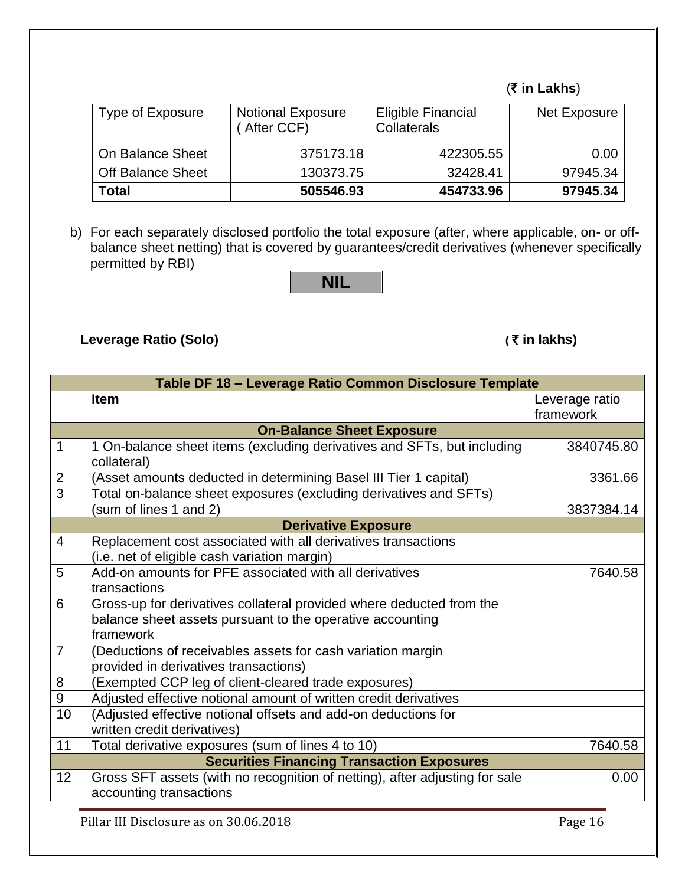(₹ in Lakhs)

| Type of Exposure | Notional Exposure ( After CCF) | Eligible Financial Collaterals | Net Exposure |
|---|---|---|---|
| On Balance Sheet | 375173.18 | 422305.55 | 0.00 |
| Off Balance Sheet | 130373.75 | 32428.41 | 97945.34 |
| **Total** | **505546.93** | **454733.96** | **97945.34** |

b) For each separately disclosed portfolio the total exposure (after, where applicable, on- or off-balance sheet netting) that is covered by guarantees/credit derivatives (whenever specifically permitted by RBI)

**NIL**

**Leverage Ratio (Solo)** **(₹ in lakhs)**

| Table DF 18 – Leverage Ratio Common Disclosure Template | | |
|---|---|---|
| | **Item** | Leverage ratio framework |
| | **On-Balance Sheet Exposure** | |
| 1 | 1 On-balance sheet items (excluding derivatives and SFTs, but including collateral) | 3840745.80 |
| 2 | (Asset amounts deducted in determining Basel III Tier 1 capital) | 3361.66 |
| 3 | Total on-balance sheet exposures (excluding derivatives and SFTs) (sum of lines 1 and 2) | 3837384.14 |
| | **Derivative Exposure** | |
| 4 | Replacement cost associated with all derivatives transactions (i.e. net of eligible cash variation margin) | |
| 5 | Add-on amounts for PFE associated with all derivatives transactions | 7640.58 |
| 6 | Gross-up for derivatives collateral provided where deducted from the balance sheet assets pursuant to the operative accounting framework | |
| 7 | (Deductions of receivables assets for cash variation margin provided in derivatives transactions) | |
| 8 | (Exempted CCP leg of client-cleared trade exposures) | |
| 9 | Adjusted effective notional amount of written credit derivatives | |
| 10 | (Adjusted effective notional offsets and add-on deductions for written credit derivatives) | |
| 11 | Total derivative exposures (sum of lines 4 to 10) | 7640.58 |
| | **Securities Financing Transaction Exposures** | |
| 12 | Gross SFT assets (with no recognition of netting), after adjusting for sale accounting transactions | 0.00 |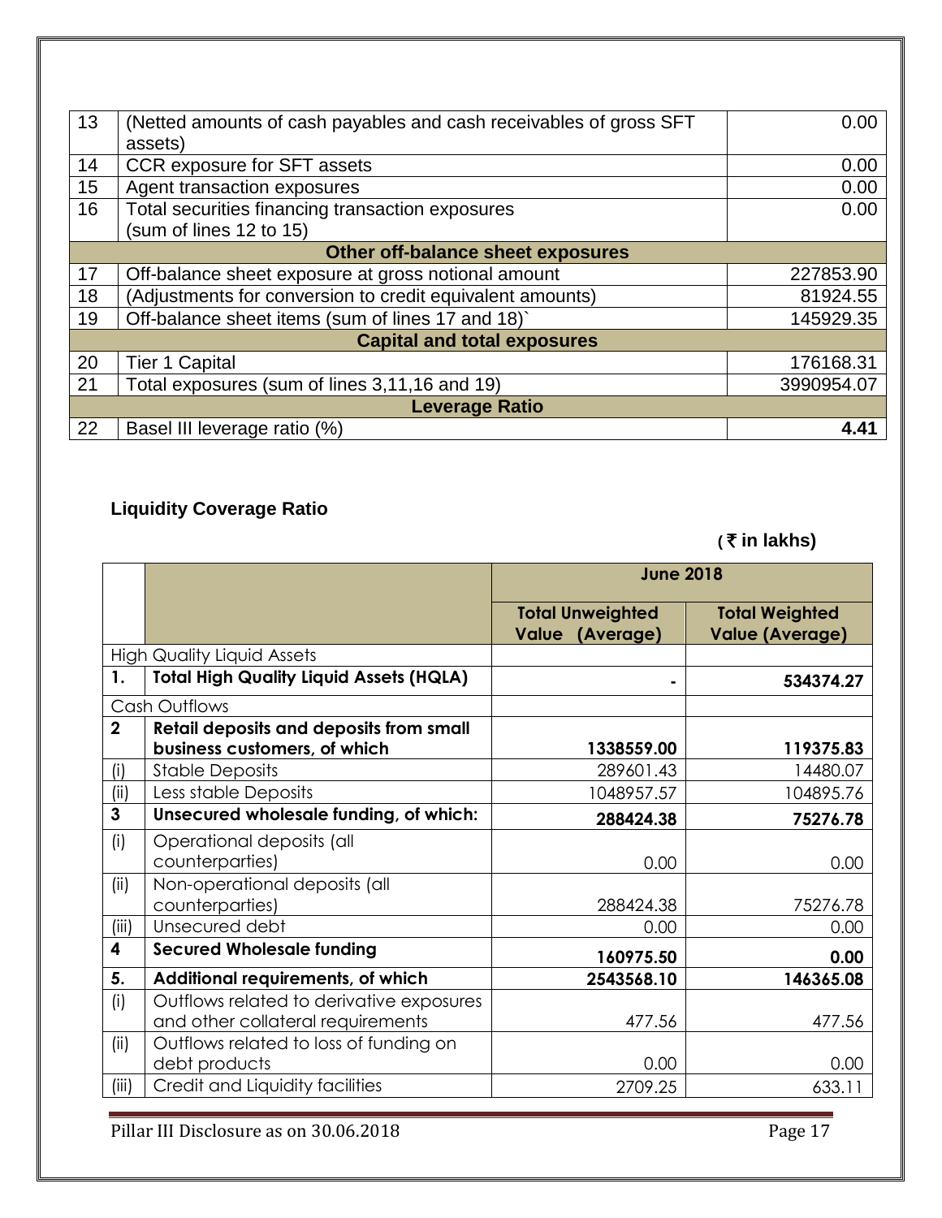| | | |
|---|---|---|
| 13 | (Netted amounts of cash payables and cash receivables of gross SFT assets) | 0.00 |
| 14 | CCR exposure for SFT assets | 0.00 |
| 15 | Agent transaction exposures | 0.00 |
| 16 | Total securities financing transaction exposures (sum of lines 12 to 15) | 0.00 |
| | **Other off-balance sheet exposures** | |
| 17 | Off-balance sheet exposure at gross notional amount | 227853.90 |
| 18 | (Adjustments for conversion to credit equivalent amounts) | 81924.55 |
| 19 | Off-balance sheet items (sum of lines 17 and 18)` | 145929.35 |
| | **Capital and total exposures** | |
| 20 | Tier 1 Capital | 176168.31 |
| 21 | Total exposures (sum of lines 3,11,16 and 19) | 3990954.07 |
| | **Leverage Ratio** | |
| 22 | Basel III leverage ratio (%) | **4.41** |

**Liquidity Coverage Ratio**

**(₹ in lakhs)**

| | | **June 2018** | |
|---|---|---|---|
| | | **Total Unweighted Value (Average)** | **Total Weighted Value (Average)** |
| High Quality Liquid Assets | | | |
| **1.** | **Total High Quality Liquid Assets (HQLA)** | **-** | **534374.27** |
| Cash Outflows | | | |
| **2** | **Retail deposits and deposits from small business customers, of which** | **1338559.00** | **119375.83** |
| (i) | Stable Deposits | 289601.43 | 14480.07 |
| (ii) | Less stable Deposits | 1048957.57 | 104895.76 |
| **3** | **Unsecured wholesale funding, of which:** | **288424.38** | **75276.78** |
| (i) | Operational deposits (all counterparties) | 0.00 | 0.00 |
| (ii) | Non-operational deposits (all counterparties) | 288424.38 | 75276.78 |
| (iii) | Unsecured debt | 0.00 | 0.00 |
| **4** | **Secured Wholesale funding** | **160975.50** | **0.00** |
| **5.** | **Additional requirements, of which** | **2543568.10** | **146365.08** |
| (i) | Outflows related to derivative exposures and other collateral requirements | 477.56 | 477.56 |
| (ii) | Outflows related to loss of funding on debt products | 0.00 | 0.00 |
| (iii) | Credit and Liquidity facilities | 2709.25 | 633.11 |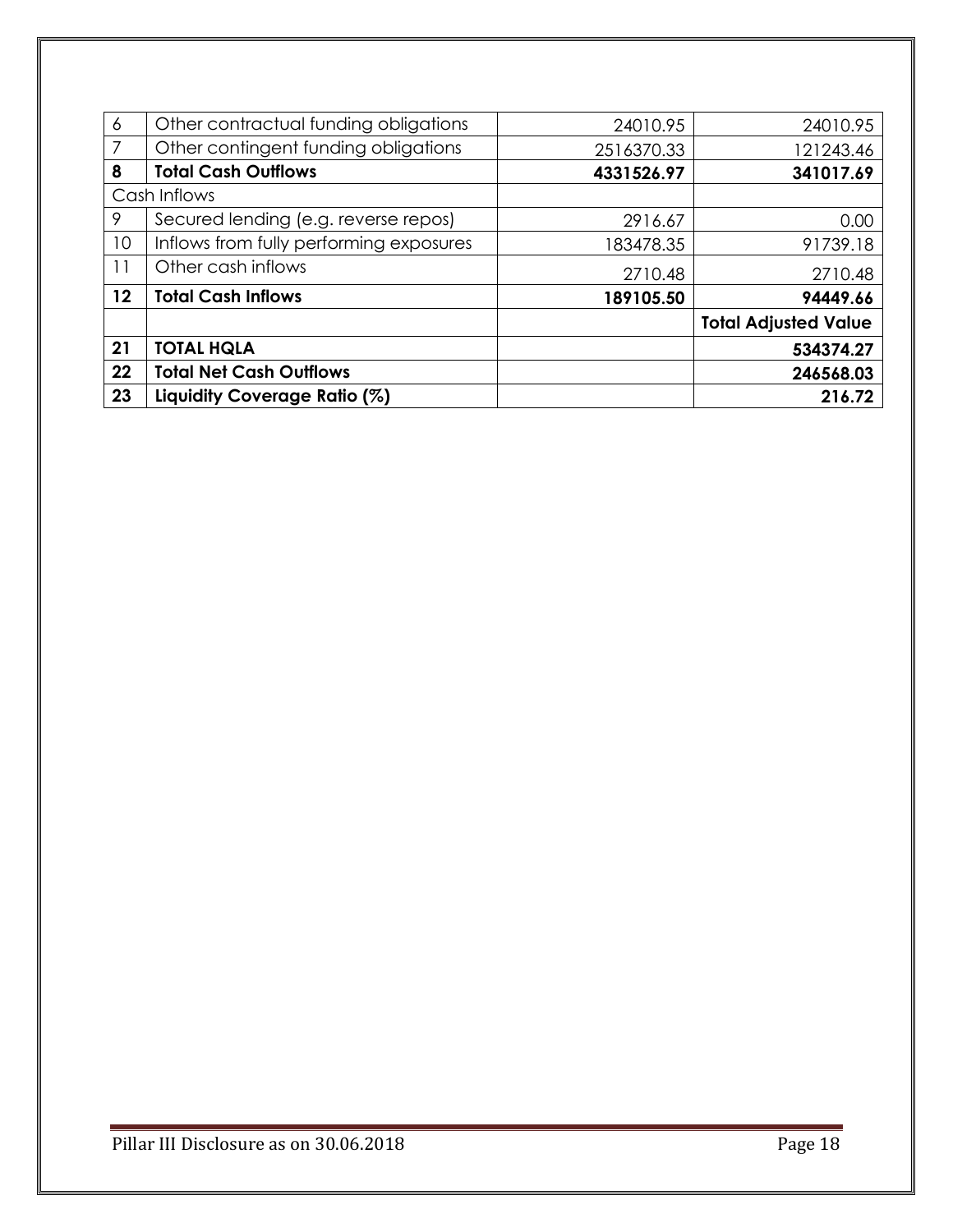| | | | |
|---|---|---|---|
| 6 | Other contractual funding obligations | 24010.95 | 24010.95 |
| 7 | Other contingent funding obligations | 2516370.33 | 121243.46 |
| **8** | **Total Cash Outflows** | **4331526.97** | **341017.69** |
| Cash Inflows | | | |
| 9 | Secured lending (e.g. reverse repos) | 2916.67 | 0.00 |
| 10 | Inflows from fully performing exposures | 183478.35 | 91739.18 |
| 11 | Other cash inflows | 2710.48 | 2710.48 |
| **12** | **Total Cash Inflows** | **189105.50** | **94449.66** |
| | | | **Total Adjusted Value** |
| **21** | **TOTAL HQLA** | | **534374.27** |
| **22** | **Total Net Cash Outflows** | | **246568.03** |
| **23** | **Liquidity Coverage Ratio (%)** | | **216.72** |